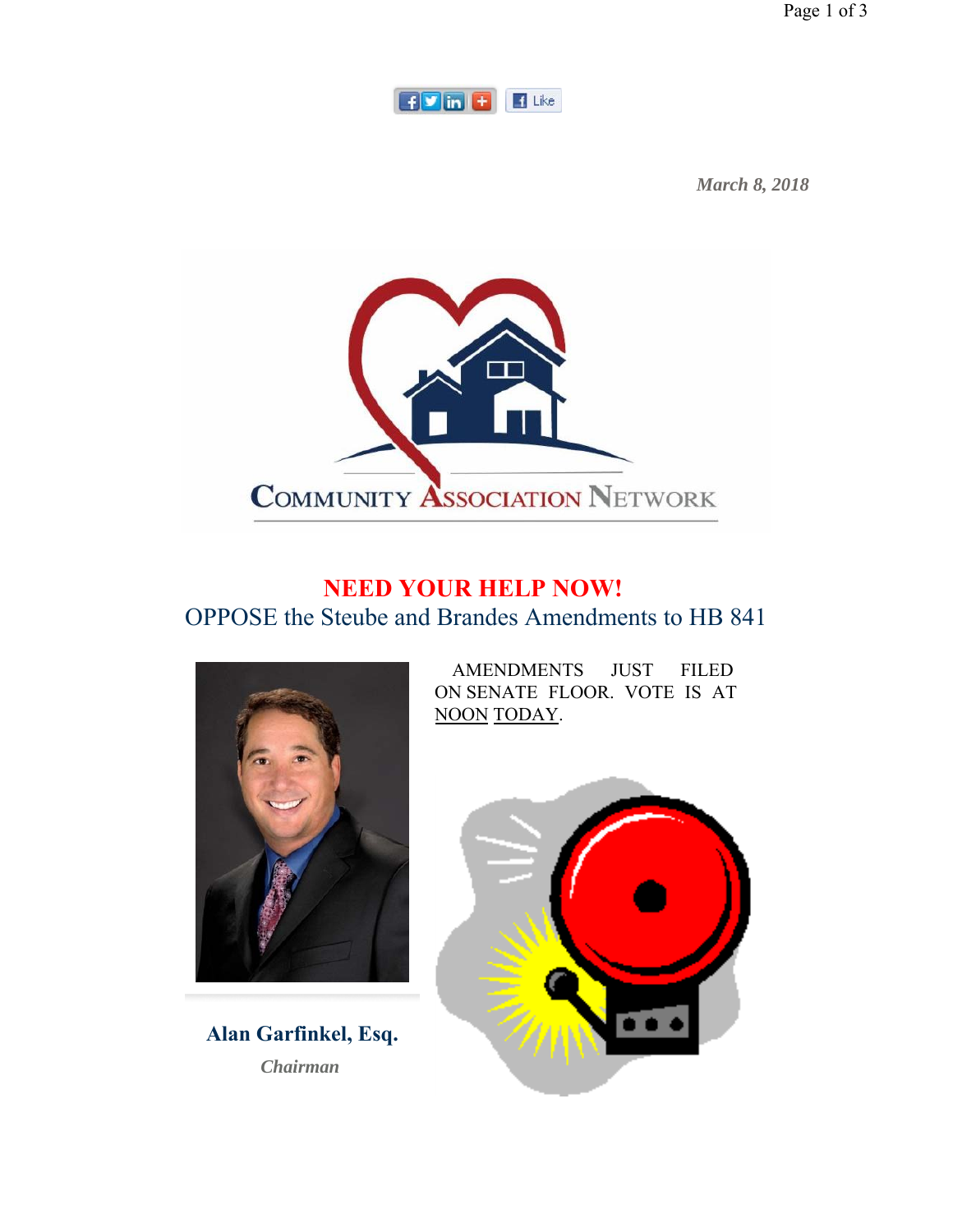*March 8, 2018*

COMMUNITY ASSOCIATION NETWORK

## NEED YOUR HELP NOW!

## OPPOSE the Steube and Brandes Amendments to HB 841

AMENDMENTS JUST FILED ON SENATE FLOOR. VOTE IS AT NOON TODAY.

**Alan Garfinkel, Esq.**

*Chairman*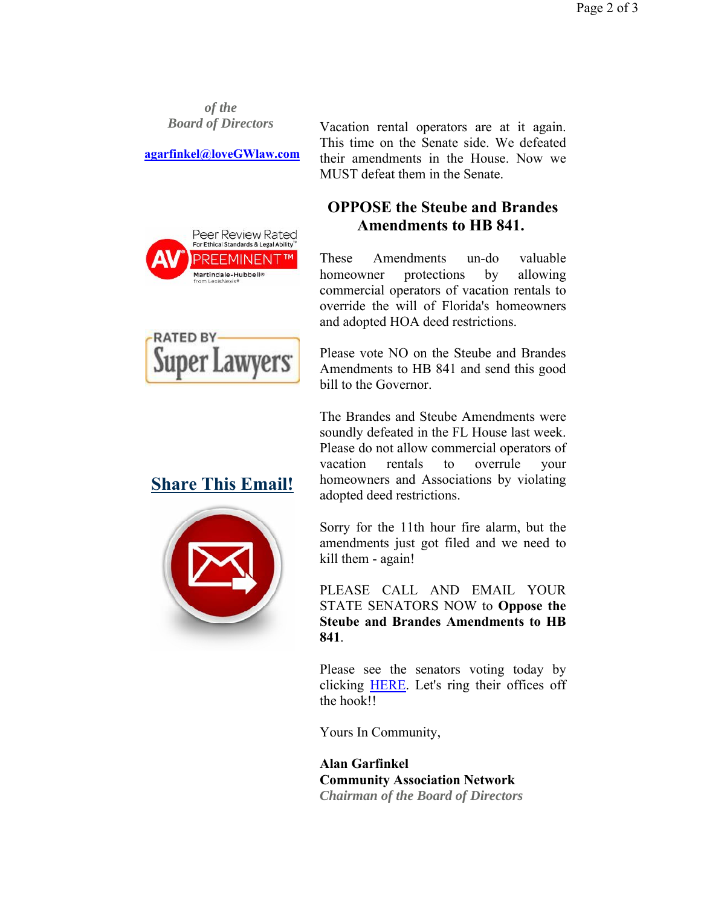*of the*
*Board of Directors*

**agarfinkel@loveGWlaw.com**

Peer Review Rated
For Ethical Standards & Legal Ability
AV PREEMINENT™
Martindale-Hubbell®
from LexisNexis®

RATED BY
Super Lawyers

**Share This Email!**

Vacation rental operators are at it again. This time on the Senate side. We defeated their amendments in the House. Now we MUST defeat them in the Senate.

## OPPOSE the Steube and Brandes Amendments to HB 841.

These Amendments un-do valuable homeowner protections by allowing commercial operators of vacation rentals to override the will of Florida's homeowners and adopted HOA deed restrictions.

Please vote NO on the Steube and Brandes Amendments to HB 841 and send this good bill to the Governor.

The Brandes and Steube Amendments were soundly defeated in the FL House last week. Please do not allow commercial operators of vacation rentals to overrule your homeowners and Associations by violating adopted deed restrictions.

Sorry for the 11th hour fire alarm, but the amendments just got filed and we need to kill them - again!

PLEASE CALL AND EMAIL YOUR STATE SENATORS NOW to **Oppose the Steube and Brandes Amendments to HB 841**.

Please see the senators voting today by clicking HERE. Let's ring their offices off the hook!!

Yours In Community,

**Alan Garfinkel**
**Community Association Network**
*Chairman of the Board of Directors*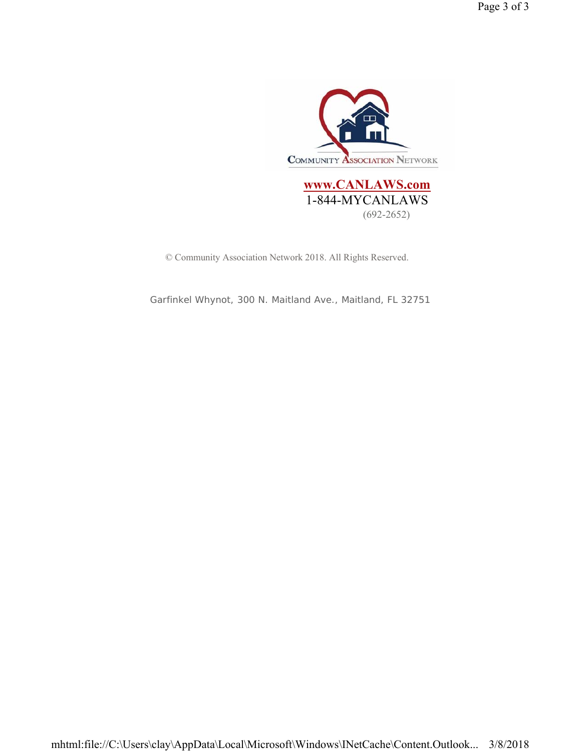COMMUNITY ASSOCIATION NETWORK

**www.CANLAWS.com**
1-844-MYCANLAWS
(692-2652)

© Community Association Network 2018. All Rights Reserved.

Garfinkel Whynot, 300 N. Maitland Ave., Maitland, FL 32751